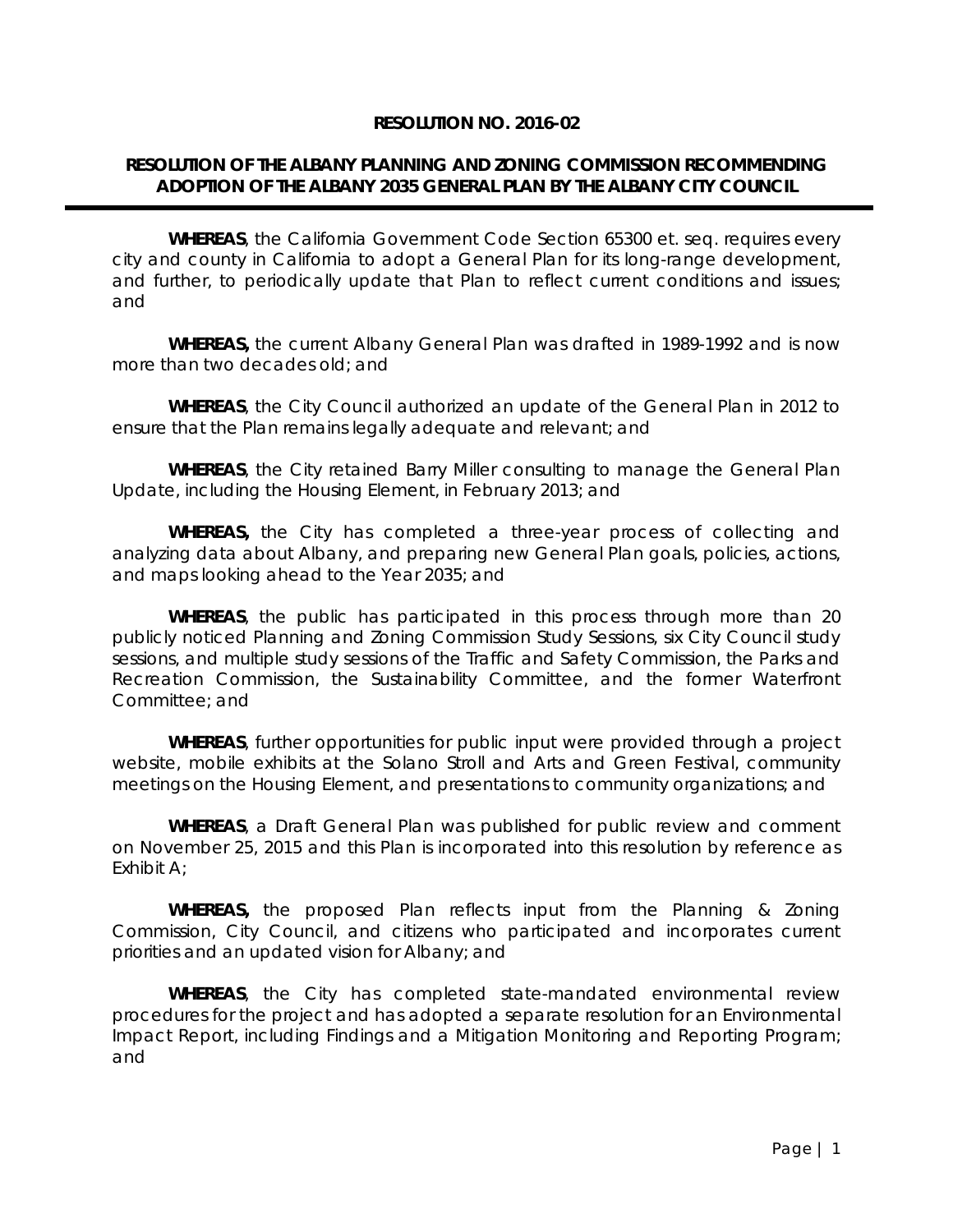**RESOLUTION NO. 2016-02**

**RESOLUTION OF THE ALBANY PLANNING AND ZONING COMMISSION RECOMMENDING ADOPTION OF THE ALBANY 2035 GENERAL PLAN BY THE ALBANY CITY COUNCIL**

---

**WHEREAS**, the California Government Code Section 65300 et. seq. requires every city and county in California to adopt a General Plan for its long-range development, and further, to periodically update that Plan to reflect current conditions and issues; and

**WHEREAS,** the current Albany General Plan was drafted in 1989-1992 and is now more than two decades old; and

**WHEREAS**, the City Council authorized an update of the General Plan in 2012 to ensure that the Plan remains legally adequate and relevant; and

**WHEREAS**, the City retained Barry Miller consulting to manage the General Plan Update, including the Housing Element, in February 2013; and

**WHEREAS,** the City has completed a three-year process of collecting and analyzing data about Albany, and preparing new General Plan goals, policies, actions, and maps looking ahead to the Year 2035; and

**WHEREAS**, the public has participated in this process through more than 20 publicly noticed Planning and Zoning Commission Study Sessions, six City Council study sessions, and multiple study sessions of the Traffic and Safety Commission, the Parks and Recreation Commission, the Sustainability Committee, and the former Waterfront Committee; and

**WHEREAS**, further opportunities for public input were provided through a project website, mobile exhibits at the Solano Stroll and Arts and Green Festival, community meetings on the Housing Element, and presentations to community organizations; and

**WHEREAS**, a Draft General Plan was published for public review and comment on November 25, 2015 and this Plan is incorporated into this resolution by reference as Exhibit A;

**WHEREAS,** the proposed Plan reflects input from the Planning & Zoning Commission, City Council, and citizens who participated and incorporates current priorities and an updated vision for Albany; and

**WHEREAS**, the City has completed state-mandated environmental review procedures for the project and has adopted a separate resolution for an Environmental Impact Report, including Findings and a Mitigation Monitoring and Reporting Program; and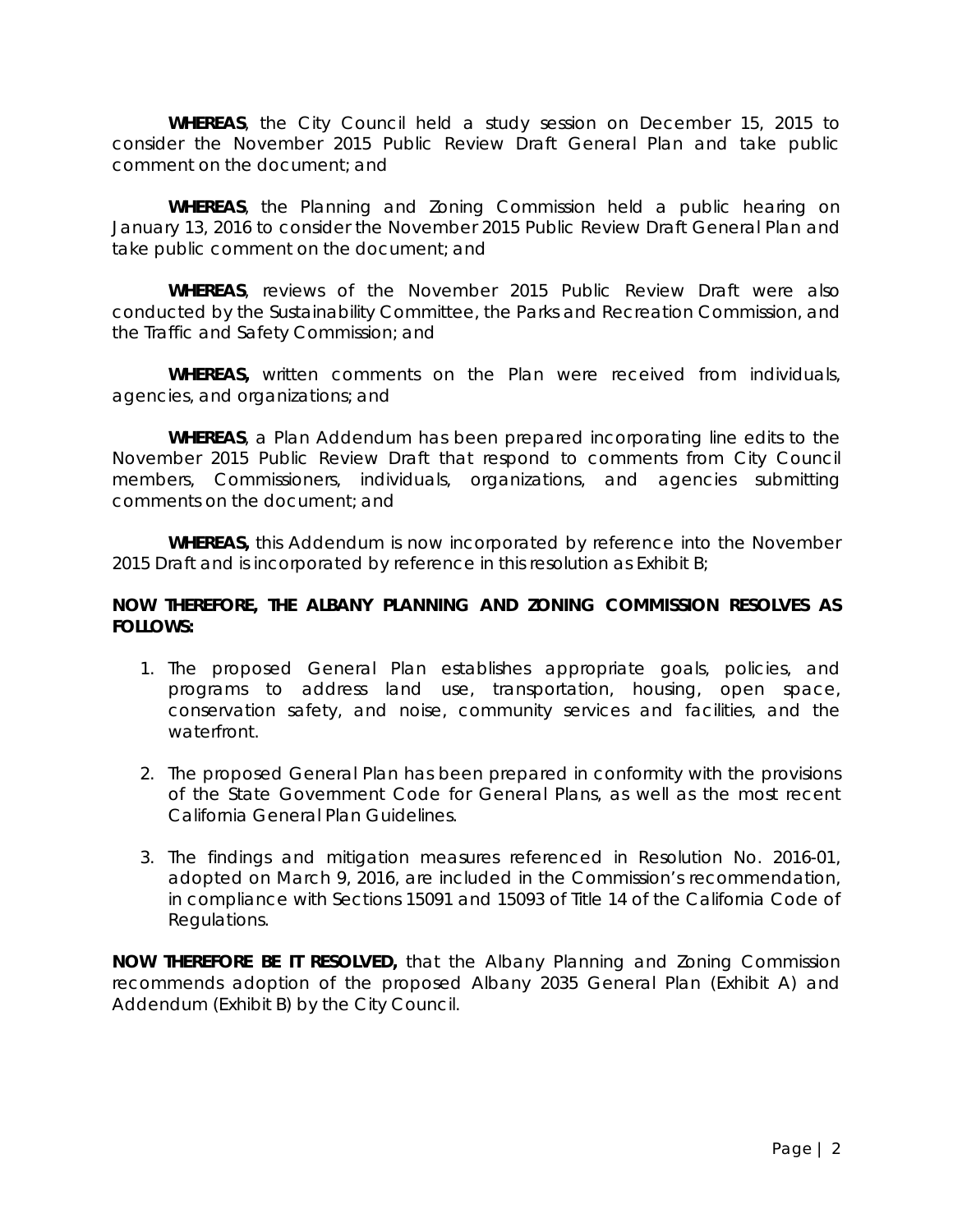**WHEREAS**, the City Council held a study session on December 15, 2015 to consider the November 2015 Public Review Draft General Plan and take public comment on the document; and

**WHEREAS**, the Planning and Zoning Commission held a public hearing on January 13, 2016 to consider the November 2015 Public Review Draft General Plan and take public comment on the document; and

**WHEREAS**, reviews of the November 2015 Public Review Draft were also conducted by the Sustainability Committee, the Parks and Recreation Commission, and the Traffic and Safety Commission; and

**WHEREAS,** written comments on the Plan were received from individuals, agencies, and organizations; and

**WHEREAS**, a Plan Addendum has been prepared incorporating line edits to the November 2015 Public Review Draft that respond to comments from City Council members, Commissioners, individuals, organizations, and agencies submitting comments on the document; and

**WHEREAS,** this Addendum is now incorporated by reference into the November 2015 Draft and is incorporated by reference in this resolution as Exhibit B;

**NOW THEREFORE, THE ALBANY PLANNING AND ZONING COMMISSION RESOLVES AS FOLLOWS:**

1. The proposed General Plan establishes appropriate goals, policies, and programs to address land use, transportation, housing, open space, conservation safety, and noise, community services and facilities, and the waterfront.

2. The proposed General Plan has been prepared in conformity with the provisions of the State Government Code for General Plans, as well as the most recent California General Plan Guidelines.

3. The findings and mitigation measures referenced in Resolution No. 2016-01, adopted on March 9, 2016, are included in the Commission's recommendation, in compliance with Sections 15091 and 15093 of Title 14 of the California Code of Regulations.

**NOW THEREFORE BE IT RESOLVED,** that the Albany Planning and Zoning Commission recommends adoption of the proposed Albany 2035 General Plan (Exhibit A) and Addendum (Exhibit B) by the City Council.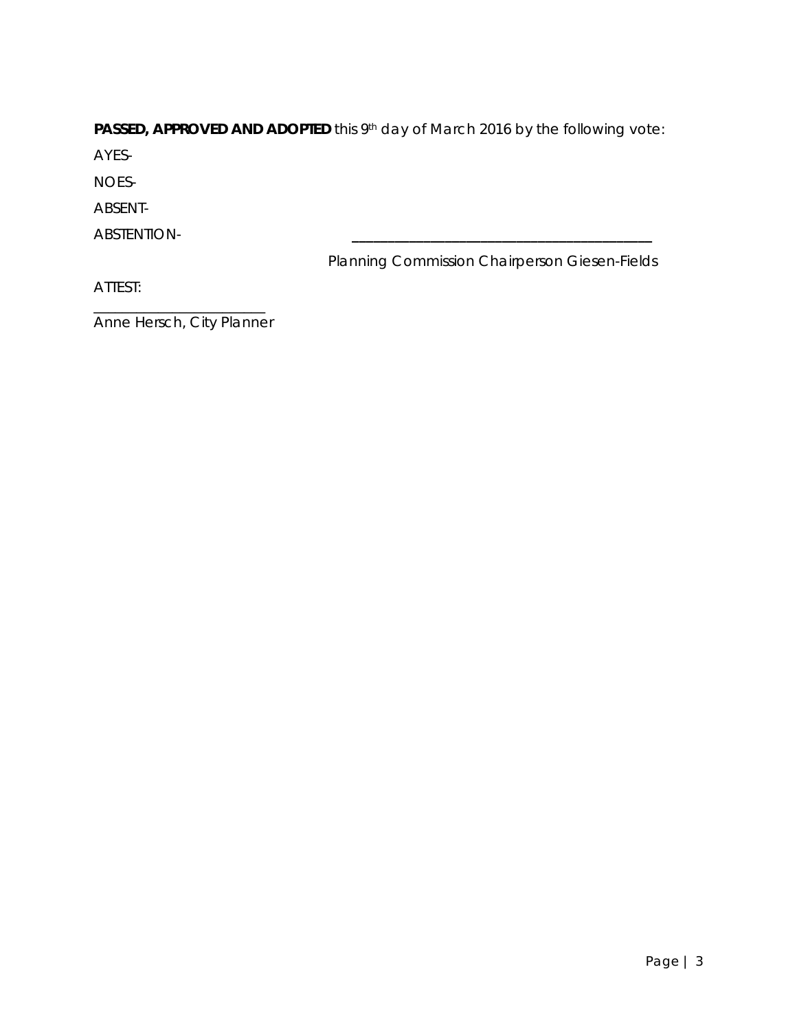**PASSED, APPROVED AND ADOPTED** this 9th day of March 2016 by the following vote:

AYES-

NOES-

ABSENT-

ABSTENTION-

\_\_\_\_\_\_\_\_\_\_\_\_\_\_\_\_\_\_\_\_\_\_\_\_\_\_\_\_\_\_\_\_\_\_\_\_\_\_\_\_\_\_

Planning Commission Chairperson Giesen-Fields

ATTEST:

\_\_\_\_\_\_\_\_\_\_\_\_\_\_\_\_\_\_\_\_\_\_\_\_

Anne Hersch, City Planner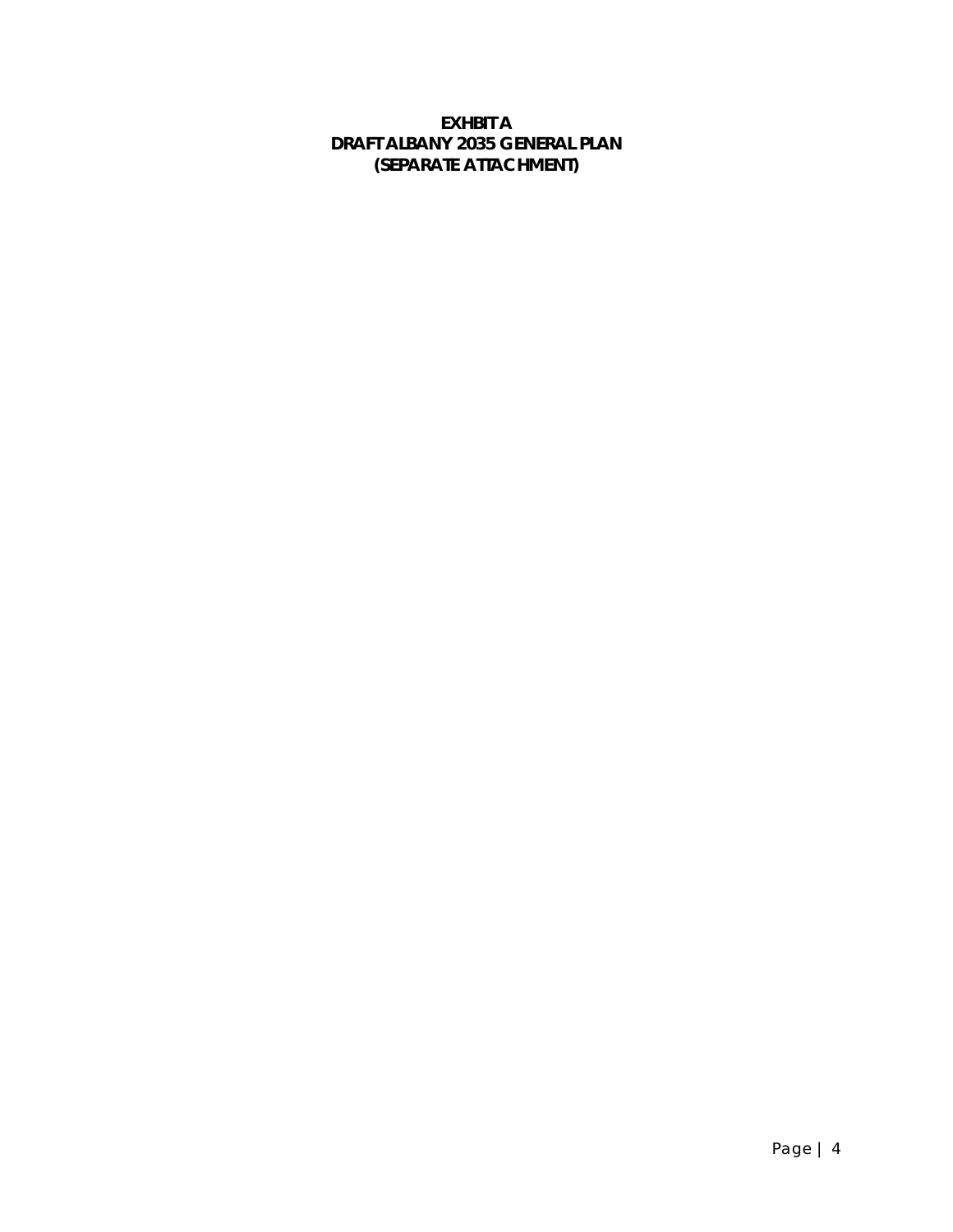**EXHBIT A**
**DRAFT ALBANY 2035 GENERAL PLAN**
**(SEPARATE ATTACHMENT)**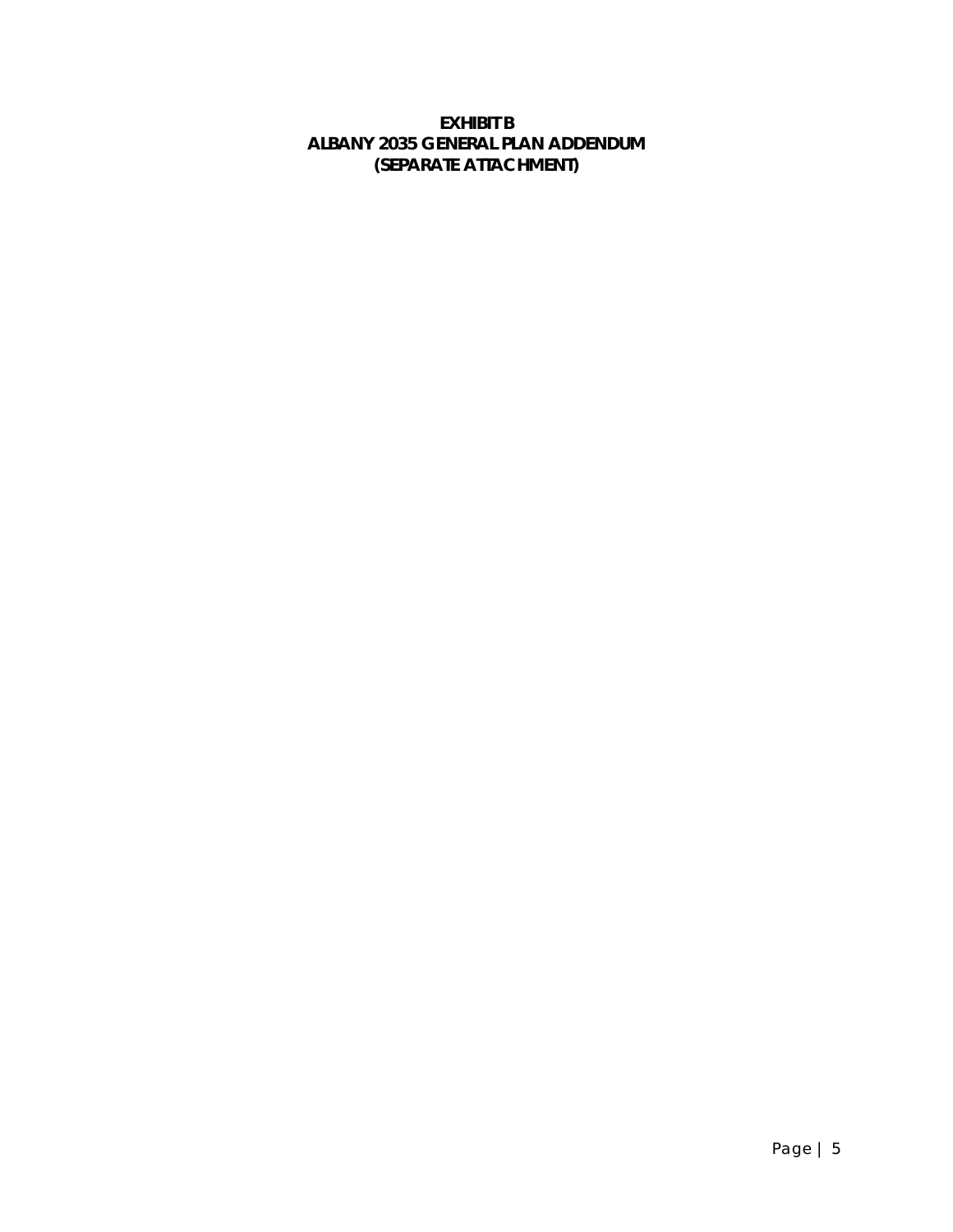**EXHIBIT B**
**ALBANY 2035 GENERAL PLAN ADDENDUM**
**(SEPARATE ATTACHMENT)**